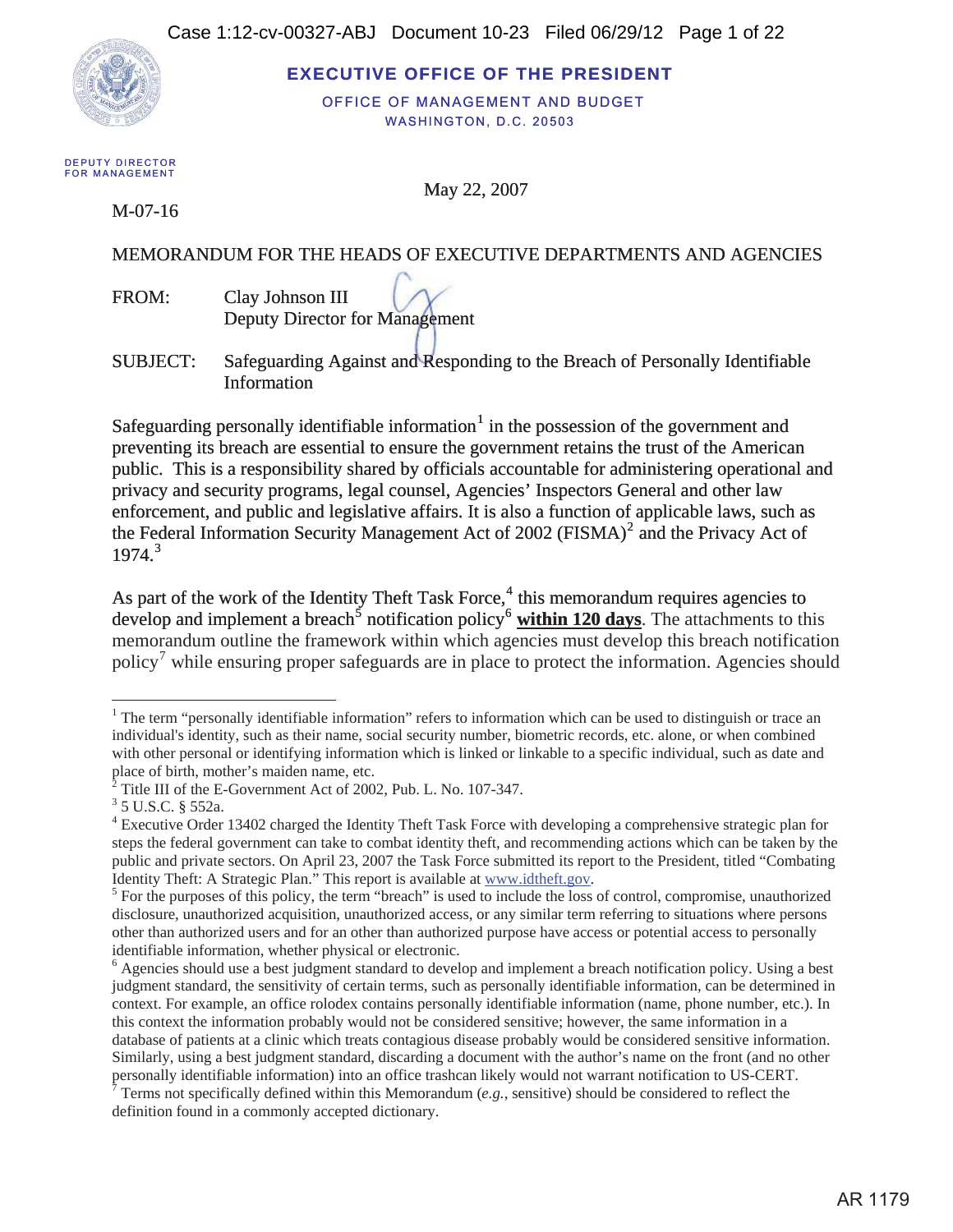**EXECUTIVE OFFICE OF THE PRESIDENT**

OFFICE OF MANAGEMENT AND BUDGET
WASHINGTON, D.C. 20503

DEPUTY DIRECTOR
FOR MANAGEMENT

May 22, 2007

M-07-16

MEMORANDUM FOR THE HEADS OF EXECUTIVE DEPARTMENTS AND AGENCIES

FROM: Clay Johnson III
Deputy Director for Management

SUBJECT: Safeguarding Against and Responding to the Breach of Personally Identifiable Information

Safeguarding personally identifiable information[1] in the possession of the government and preventing its breach are essential to ensure the government retains the trust of the American public. This is a responsibility shared by officials accountable for administering operational and privacy and security programs, legal counsel, Agencies' Inspectors General and other law enforcement, and public and legislative affairs. It is also a function of applicable laws, such as the Federal Information Security Management Act of 2002 (FISMA)[2] and the Privacy Act of 1974.[3]

As part of the work of the Identity Theft Task Force,[4] this memorandum requires agencies to develop and implement a breach[5] notification policy[6] **within 120 days**. The attachments to this memorandum outline the framework within which agencies must develop this breach notification policy[7] while ensuring proper safeguards are in place to protect the information. Agencies should

---

[1] The term "personally identifiable information" refers to information which can be used to distinguish or trace an individual's identity, such as their name, social security number, biometric records, etc. alone, or when combined with other personal or identifying information which is linked or linkable to a specific individual, such as date and place of birth, mother's maiden name, etc.

[2] Title III of the E-Government Act of 2002, Pub. L. No. 107-347.

[3] 5 U.S.C. § 552a.

[4] Executive Order 13402 charged the Identity Theft Task Force with developing a comprehensive strategic plan for steps the federal government can take to combat identity theft, and recommending actions which can be taken by the public and private sectors. On April 23, 2007 the Task Force submitted its report to the President, titled "Combating Identity Theft: A Strategic Plan." This report is available at www.idtheft.gov.

[5] For the purposes of this policy, the term "breach" is used to include the loss of control, compromise, unauthorized disclosure, unauthorized acquisition, unauthorized access, or any similar term referring to situations where persons other than authorized users and for an other than authorized purpose have access or potential access to personally identifiable information, whether physical or electronic.

[6] Agencies should use a best judgment standard to develop and implement a breach notification policy. Using a best judgment standard, the sensitivity of certain terms, such as personally identifiable information, can be determined in context. For example, an office rolodex contains personally identifiable information (name, phone number, etc.). In this context the information probably would not be considered sensitive; however, the same information in a database of patients at a clinic which treats contagious disease probably would be considered sensitive information. Similarly, using a best judgment standard, discarding a document with the author's name on the front (and no other personally identifiable information) into an office trashcan likely would not warrant notification to US-CERT.

[7] Terms not specifically defined within this Memorandum (*e.g.*, sensitive) should be considered to reflect the definition found in a commonly accepted dictionary.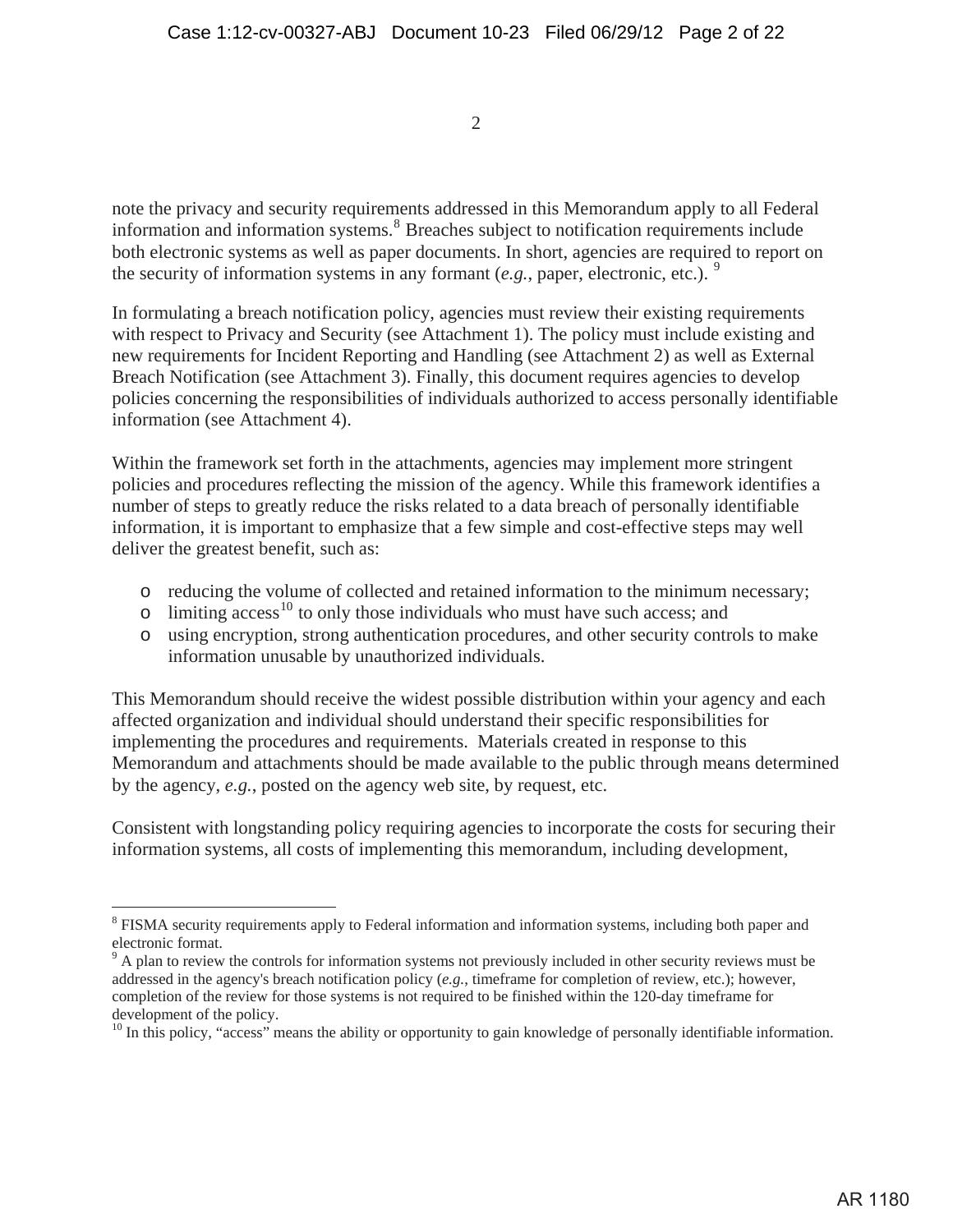note the privacy and security requirements addressed in this Memorandum apply to all Federal information and information systems.[8] Breaches subject to notification requirements include both electronic systems as well as paper documents. In short, agencies are required to report on the security of information systems in any formant (*e.g.*, paper, electronic, etc.). [9]

In formulating a breach notification policy, agencies must review their existing requirements with respect to Privacy and Security (see Attachment 1). The policy must include existing and new requirements for Incident Reporting and Handling (see Attachment 2) as well as External Breach Notification (see Attachment 3). Finally, this document requires agencies to develop policies concerning the responsibilities of individuals authorized to access personally identifiable information (see Attachment 4).

Within the framework set forth in the attachments, agencies may implement more stringent policies and procedures reflecting the mission of the agency. While this framework identifies a number of steps to greatly reduce the risks related to a data breach of personally identifiable information, it is important to emphasize that a few simple and cost-effective steps may well deliver the greatest benefit, such as:

- reducing the volume of collected and retained information to the minimum necessary;
- limiting access[10] to only those individuals who must have such access; and
- using encryption, strong authentication procedures, and other security controls to make information unusable by unauthorized individuals.

This Memorandum should receive the widest possible distribution within your agency and each affected organization and individual should understand their specific responsibilities for implementing the procedures and requirements. Materials created in response to this Memorandum and attachments should be made available to the public through means determined by the agency, *e.g.*, posted on the agency web site, by request, etc.

Consistent with longstanding policy requiring agencies to incorporate the costs for securing their information systems, all costs of implementing this memorandum, including development,

---

[8] FISMA security requirements apply to Federal information and information systems, including both paper and electronic format.

[9] A plan to review the controls for information systems not previously included in other security reviews must be addressed in the agency's breach notification policy (*e.g.*, timeframe for completion of review, etc.); however, completion of the review for those systems is not required to be finished within the 120-day timeframe for development of the policy.

[10] In this policy, "access" means the ability or opportunity to gain knowledge of personally identifiable information.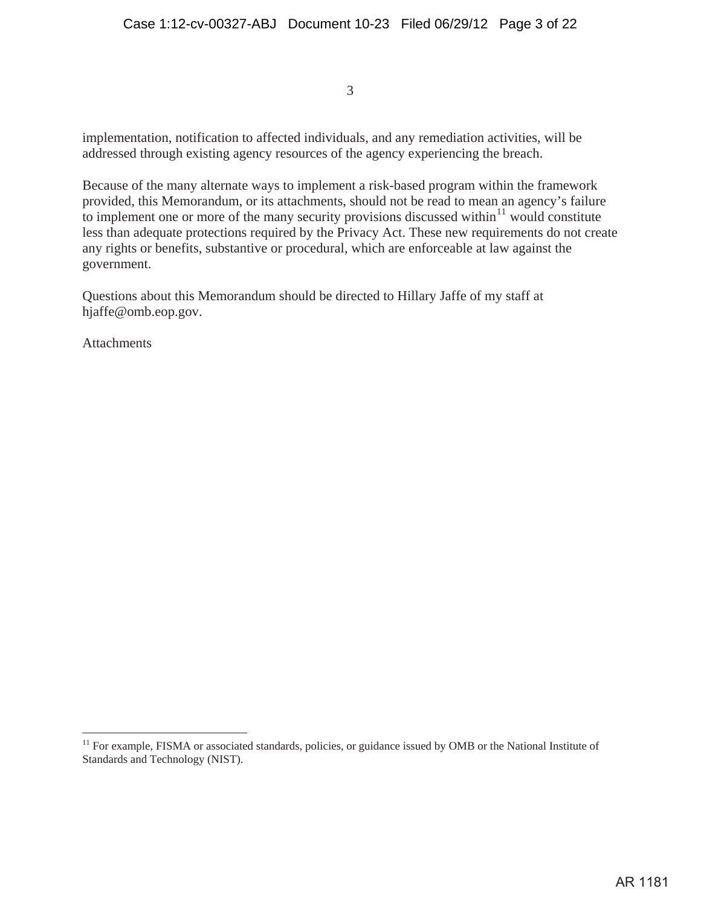implementation, notification to affected individuals, and any remediation activities, will be addressed through existing agency resources of the agency experiencing the breach.

Because of the many alternate ways to implement a risk-based program within the framework provided, this Memorandum, or its attachments, should not be read to mean an agency's failure to implement one or more of the many security provisions discussed within[11] would constitute less than adequate protections required by the Privacy Act. These new requirements do not create any rights or benefits, substantive or procedural, which are enforceable at law against the government.

Questions about this Memorandum should be directed to Hillary Jaffe of my staff at hjaffe@omb.eop.gov.

Attachments

---

[11] For example, FISMA or associated standards, policies, or guidance issued by OMB or the National Institute of Standards and Technology (NIST).

AR 1181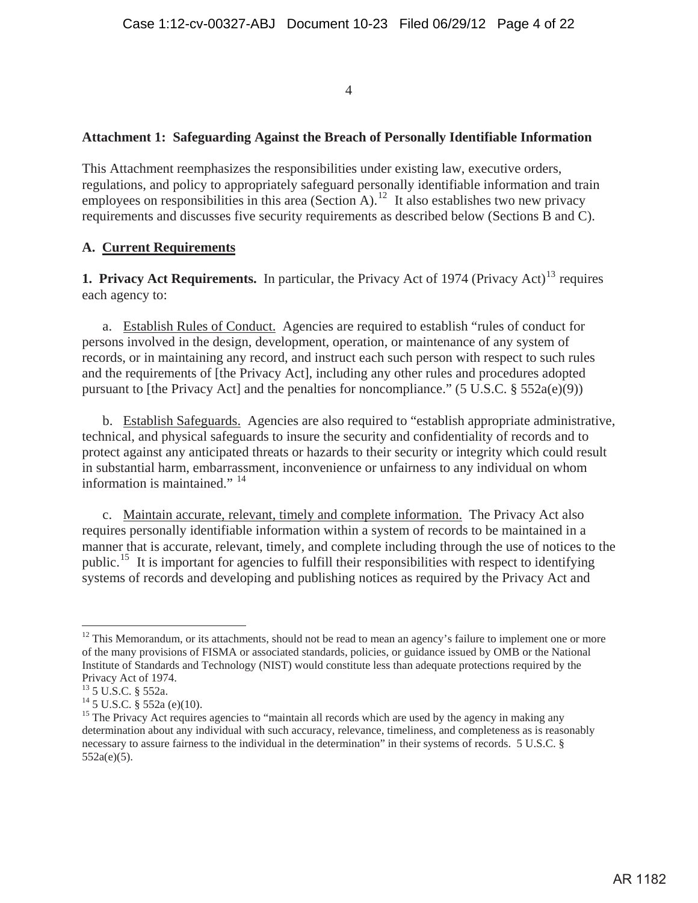**Attachment 1: Safeguarding Against the Breach of Personally Identifiable Information**

This Attachment reemphasizes the responsibilities under existing law, executive orders, regulations, and policy to appropriately safeguard personally identifiable information and train employees on responsibilities in this area (Section A).[12] It also establishes two new privacy requirements and discusses five security requirements as described below (Sections B and C).

**A. Current Requirements**

**1. Privacy Act Requirements.** In particular, the Privacy Act of 1974 (Privacy Act)[13] requires each agency to:

a. Establish Rules of Conduct. Agencies are required to establish "rules of conduct for persons involved in the design, development, operation, or maintenance of any system of records, or in maintaining any record, and instruct each such person with respect to such rules and the requirements of [the Privacy Act], including any other rules and procedures adopted pursuant to [the Privacy Act] and the penalties for noncompliance." (5 U.S.C. § 552a(e)(9))

b. Establish Safeguards. Agencies are also required to "establish appropriate administrative, technical, and physical safeguards to insure the security and confidentiality of records and to protect against any anticipated threats or hazards to their security or integrity which could result in substantial harm, embarrassment, inconvenience or unfairness to any individual on whom information is maintained." [14]

c. Maintain accurate, relevant, timely and complete information. The Privacy Act also requires personally identifiable information within a system of records to be maintained in a manner that is accurate, relevant, timely, and complete including through the use of notices to the public.[15] It is important for agencies to fulfill their responsibilities with respect to identifying systems of records and developing and publishing notices as required by the Privacy Act and

---

[12] This Memorandum, or its attachments, should not be read to mean an agency's failure to implement one or more of the many provisions of FISMA or associated standards, policies, or guidance issued by OMB or the National Institute of Standards and Technology (NIST) would constitute less than adequate protections required by the Privacy Act of 1974.

[13] 5 U.S.C. § 552a.

[14] 5 U.S.C. § 552a (e)(10).

[15] The Privacy Act requires agencies to "maintain all records which are used by the agency in making any determination about any individual with such accuracy, relevance, timeliness, and completeness as is reasonably necessary to assure fairness to the individual in the determination" in their systems of records. 5 U.S.C. § 552a(e)(5).

AR 1182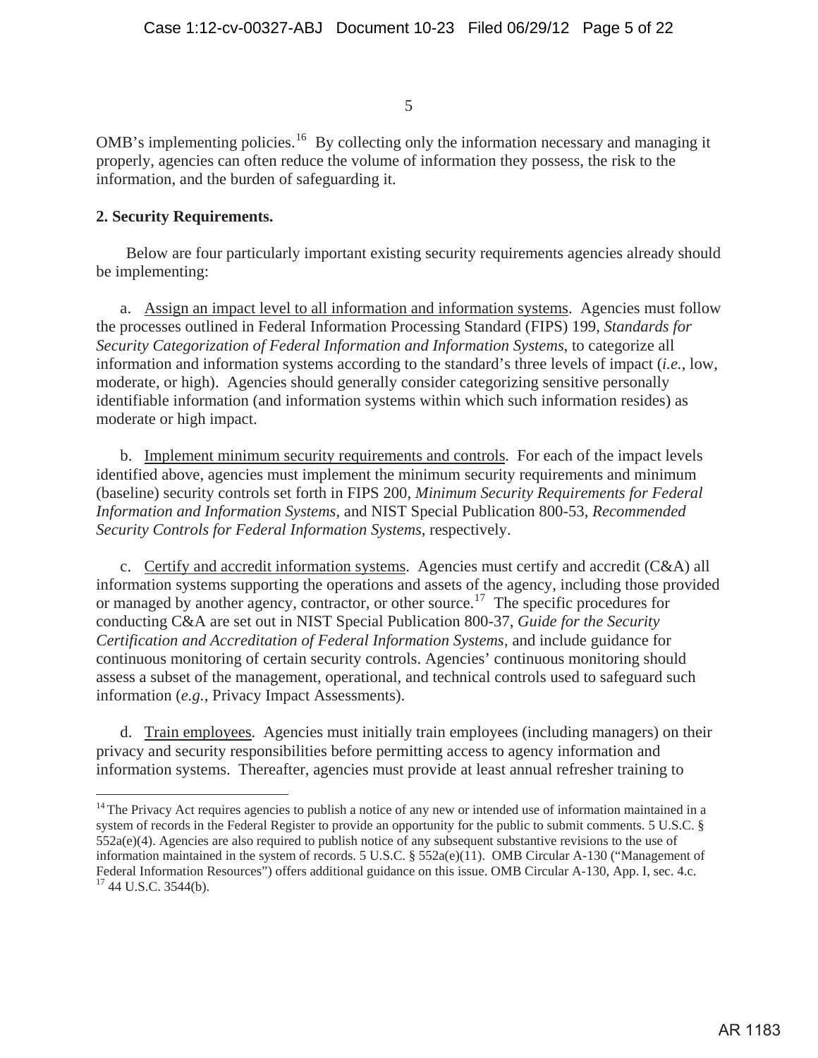OMB's implementing policies.[16] By collecting only the information necessary and managing it properly, agencies can often reduce the volume of information they possess, the risk to the information, and the burden of safeguarding it.

**2. Security Requirements.**

Below are four particularly important existing security requirements agencies already should be implementing:

a. Assign an impact level to all information and information systems. Agencies must follow the processes outlined in Federal Information Processing Standard (FIPS) 199, *Standards for Security Categorization of Federal Information and Information Systems*, to categorize all information and information systems according to the standard's three levels of impact (*i.e.*, low, moderate, or high). Agencies should generally consider categorizing sensitive personally identifiable information (and information systems within which such information resides) as moderate or high impact.

b. Implement minimum security requirements and controls. For each of the impact levels identified above, agencies must implement the minimum security requirements and minimum (baseline) security controls set forth in FIPS 200, *Minimum Security Requirements for Federal Information and Information Systems*, and NIST Special Publication 800-53, *Recommended Security Controls for Federal Information Systems*, respectively.

c. Certify and accredit information systems. Agencies must certify and accredit (C&A) all information systems supporting the operations and assets of the agency, including those provided or managed by another agency, contractor, or other source.[17] The specific procedures for conducting C&A are set out in NIST Special Publication 800-37, *Guide for the Security Certification and Accreditation of Federal Information Systems*, and include guidance for continuous monitoring of certain security controls. Agencies' continuous monitoring should assess a subset of the management, operational, and technical controls used to safeguard such information (*e.g.*, Privacy Impact Assessments).

d. Train employees. Agencies must initially train employees (including managers) on their privacy and security responsibilities before permitting access to agency information and information systems. Thereafter, agencies must provide at least annual refresher training to

---

[14] The Privacy Act requires agencies to publish a notice of any new or intended use of information maintained in a system of records in the Federal Register to provide an opportunity for the public to submit comments. 5 U.S.C. § 552a(e)(4). Agencies are also required to publish notice of any subsequent substantive revisions to the use of information maintained in the system of records. 5 U.S.C. § 552a(e)(11). OMB Circular A-130 ("Management of Federal Information Resources") offers additional guidance on this issue. OMB Circular A-130, App. I, sec. 4.c.

[17] 44 U.S.C. 3544(b).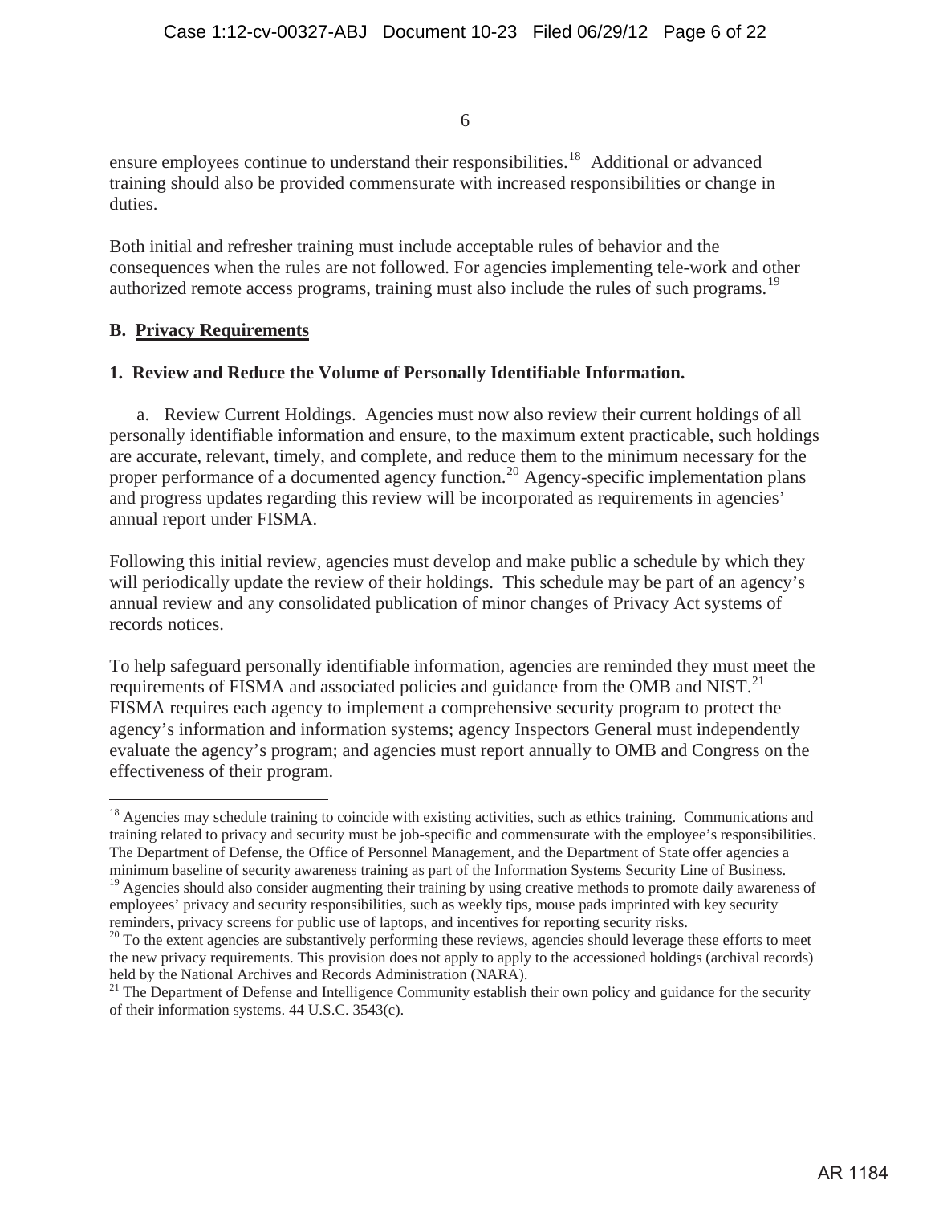ensure employees continue to understand their responsibilities.[18] Additional or advanced training should also be provided commensurate with increased responsibilities or change in duties.

Both initial and refresher training must include acceptable rules of behavior and the consequences when the rules are not followed. For agencies implementing tele-work and other authorized remote access programs, training must also include the rules of such programs.[19]

**B. Privacy Requirements**

**1. Review and Reduce the Volume of Personally Identifiable Information.**

a. Review Current Holdings. Agencies must now also review their current holdings of all personally identifiable information and ensure, to the maximum extent practicable, such holdings are accurate, relevant, timely, and complete, and reduce them to the minimum necessary for the proper performance of a documented agency function.[20] Agency-specific implementation plans and progress updates regarding this review will be incorporated as requirements in agencies' annual report under FISMA.

Following this initial review, agencies must develop and make public a schedule by which they will periodically update the review of their holdings. This schedule may be part of an agency's annual review and any consolidated publication of minor changes of Privacy Act systems of records notices.

To help safeguard personally identifiable information, agencies are reminded they must meet the requirements of FISMA and associated policies and guidance from the OMB and NIST.[21] FISMA requires each agency to implement a comprehensive security program to protect the agency's information and information systems; agency Inspectors General must independently evaluate the agency's program; and agencies must report annually to OMB and Congress on the effectiveness of their program.

---

[18] Agencies may schedule training to coincide with existing activities, such as ethics training. Communications and training related to privacy and security must be job-specific and commensurate with the employee's responsibilities. The Department of Defense, the Office of Personnel Management, and the Department of State offer agencies a minimum baseline of security awareness training as part of the Information Systems Security Line of Business.

[19] Agencies should also consider augmenting their training by using creative methods to promote daily awareness of employees' privacy and security responsibilities, such as weekly tips, mouse pads imprinted with key security reminders, privacy screens for public use of laptops, and incentives for reporting security risks.

[20] To the extent agencies are substantively performing these reviews, agencies should leverage these efforts to meet the new privacy requirements. This provision does not apply to apply to the accessioned holdings (archival records) held by the National Archives and Records Administration (NARA).

[21] The Department of Defense and Intelligence Community establish their own policy and guidance for the security of their information systems. 44 U.S.C. 3543(c).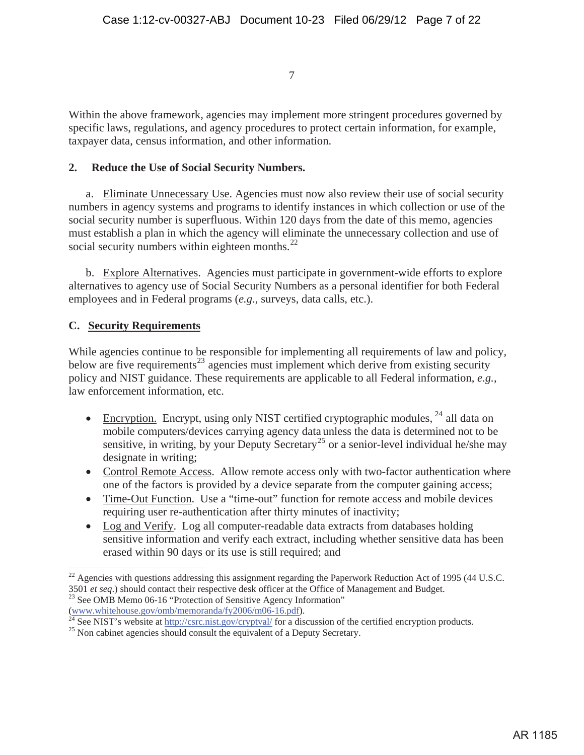Within the above framework, agencies may implement more stringent procedures governed by specific laws, regulations, and agency procedures to protect certain information, for example, taxpayer data, census information, and other information.

**2. Reduce the Use of Social Security Numbers.**

a. Eliminate Unnecessary Use. Agencies must now also review their use of social security numbers in agency systems and programs to identify instances in which collection or use of the social security number is superfluous. Within 120 days from the date of this memo, agencies must establish a plan in which the agency will eliminate the unnecessary collection and use of social security numbers within eighteen months.[22]

b. Explore Alternatives. Agencies must participate in government-wide efforts to explore alternatives to agency use of Social Security Numbers as a personal identifier for both Federal employees and in Federal programs (*e.g.*, surveys, data calls, etc.).

**C. Security Requirements**

While agencies continue to be responsible for implementing all requirements of law and policy, below are five requirements[23] agencies must implement which derive from existing security policy and NIST guidance. These requirements are applicable to all Federal information, *e.g.*, law enforcement information, etc.

- Encryption. Encrypt, using only NIST certified cryptographic modules, [24] all data on mobile computers/devices carrying agency data unless the data is determined not to be sensitive, in writing, by your Deputy Secretary[25] or a senior-level individual he/she may designate in writing;
- Control Remote Access. Allow remote access only with two-factor authentication where one of the factors is provided by a device separate from the computer gaining access;
- Time-Out Function. Use a "time-out" function for remote access and mobile devices requiring user re-authentication after thirty minutes of inactivity;
- Log and Verify. Log all computer-readable data extracts from databases holding sensitive information and verify each extract, including whether sensitive data has been erased within 90 days or its use is still required; and

---

[22] Agencies with questions addressing this assignment regarding the Paperwork Reduction Act of 1995 (44 U.S.C. 3501 *et seq*.) should contact their respective desk officer at the Office of Management and Budget.

[23] See OMB Memo 06-16 "Protection of Sensitive Agency Information" (www.whitehouse.gov/omb/memoranda/fy2006/m06-16.pdf).

[24] See NIST's website at http://csrc.nist.gov/cryptval/ for a discussion of the certified encryption products.

[25] Non cabinet agencies should consult the equivalent of a Deputy Secretary.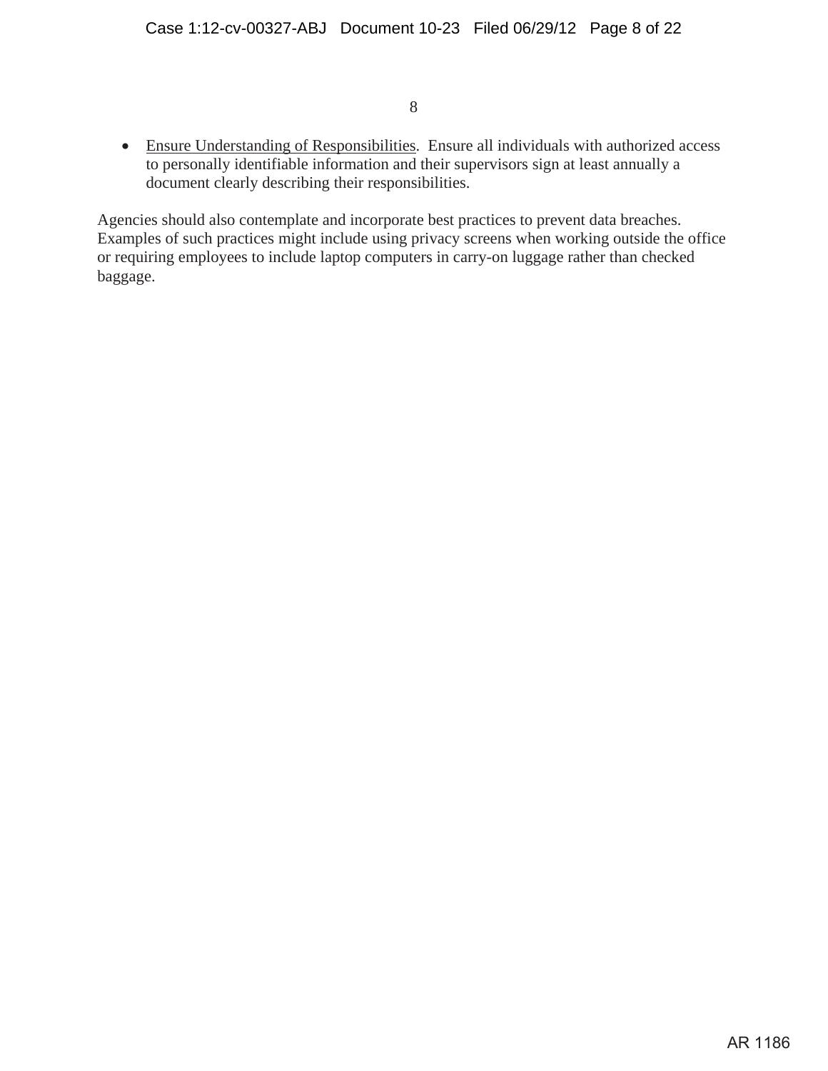- <u>Ensure Understanding of Responsibilities</u>. Ensure all individuals with authorized access to personally identifiable information and their supervisors sign at least annually a document clearly describing their responsibilities.

Agencies should also contemplate and incorporate best practices to prevent data breaches. Examples of such practices might include using privacy screens when working outside the office or requiring employees to include laptop computers in carry-on luggage rather than checked baggage.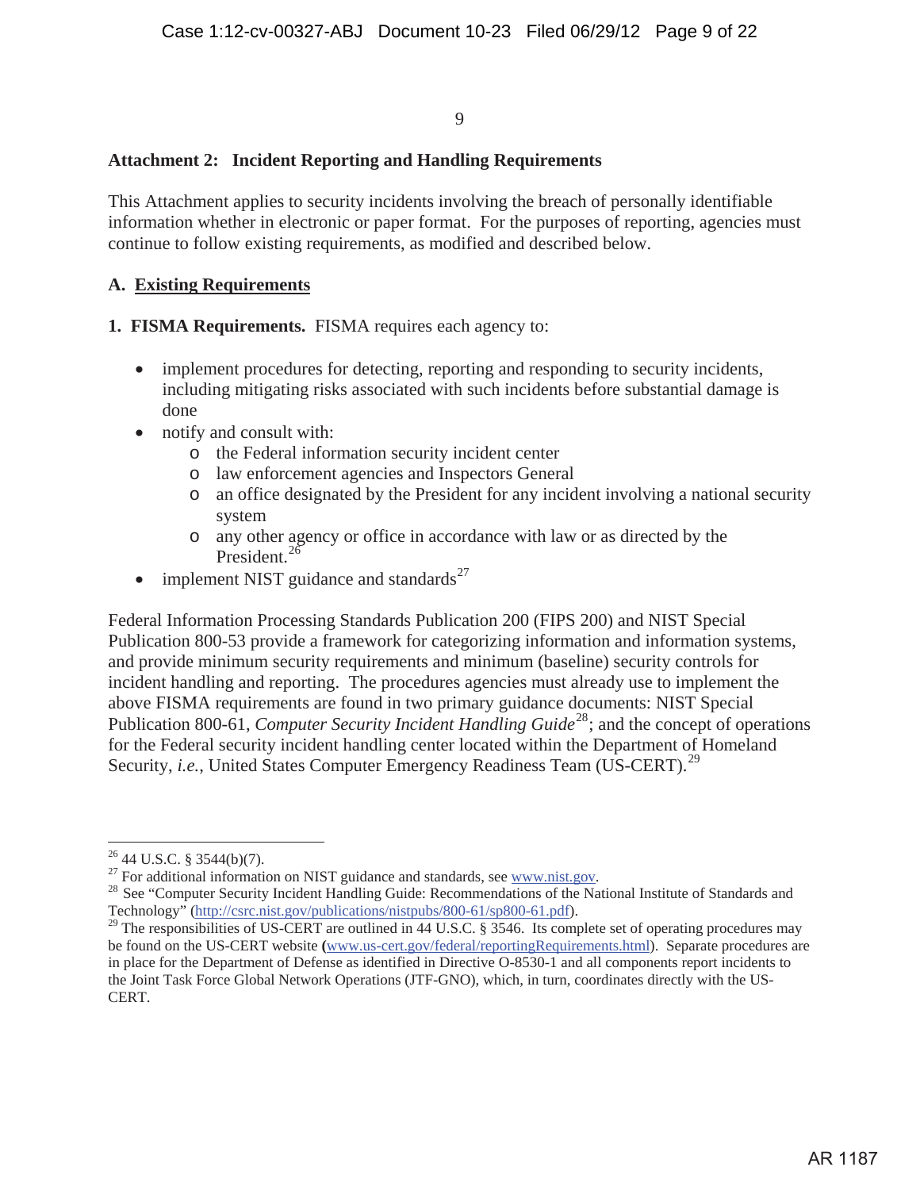## Attachment 2: Incident Reporting and Handling Requirements

This Attachment applies to security incidents involving the breach of personally identifiable information whether in electronic or paper format. For the purposes of reporting, agencies must continue to follow existing requirements, as modified and described below.

### A. <u>Existing Requirements</u>

**1. FISMA Requirements.** FISMA requires each agency to:

- implement procedures for detecting, reporting and responding to security incidents, including mitigating risks associated with such incidents before substantial damage is done
- notify and consult with:
  - the Federal information security incident center
  - law enforcement agencies and Inspectors General
  - an office designated by the President for any incident involving a national security system
  - any other agency or office in accordance with law or as directed by the President.[26]
- implement NIST guidance and standards[27]

Federal Information Processing Standards Publication 200 (FIPS 200) and NIST Special Publication 800-53 provide a framework for categorizing information and information systems, and provide minimum security requirements and minimum (baseline) security controls for incident handling and reporting. The procedures agencies must already use to implement the above FISMA requirements are found in two primary guidance documents: NIST Special Publication 800-61, *Computer Security Incident Handling Guide*[28]; and the concept of operations for the Federal security incident handling center located within the Department of Homeland Security, *i.e.*, United States Computer Emergency Readiness Team (US-CERT).[29]

---

[26] 44 U.S.C. § 3544(b)(7).

[27] For additional information on NIST guidance and standards, see www.nist.gov.

[28] See "Computer Security Incident Handling Guide: Recommendations of the National Institute of Standards and Technology" (http://csrc.nist.gov/publications/nistpubs/800-61/sp800-61.pdf).

[29] The responsibilities of US-CERT are outlined in 44 U.S.C. § 3546. Its complete set of operating procedures may be found on the US-CERT website (www.us-cert.gov/federal/reportingRequirements.html). Separate procedures are in place for the Department of Defense as identified in Directive O-8530-1 and all components report incidents to the Joint Task Force Global Network Operations (JTF-GNO), which, in turn, coordinates directly with the US-CERT.

AR 1187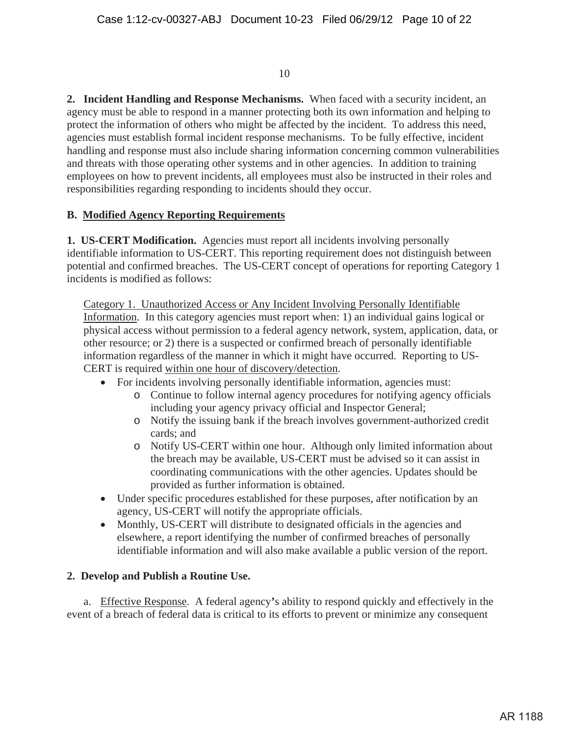**2. Incident Handling and Response Mechanisms.** When faced with a security incident, an agency must be able to respond in a manner protecting both its own information and helping to protect the information of others who might be affected by the incident. To address this need, agencies must establish formal incident response mechanisms. To be fully effective, incident handling and response must also include sharing information concerning common vulnerabilities and threats with those operating other systems and in other agencies. In addition to training employees on how to prevent incidents, all employees must also be instructed in their roles and responsibilities regarding responding to incidents should they occur.

**B. <u>Modified Agency Reporting Requirements</u>**

**1. US-CERT Modification.** Agencies must report all incidents involving personally identifiable information to US-CERT. This reporting requirement does not distinguish between potential and confirmed breaches. The US-CERT concept of operations for reporting Category 1 incidents is modified as follows:

> <u>Category 1. Unauthorized Access or Any Incident Involving Personally Identifiable Information</u>. In this category agencies must report when: 1) an individual gains logical or physical access without permission to a federal agency network, system, application, data, or other resource; or 2) there is a suspected or confirmed breach of personally identifiable information regardless of the manner in which it might have occurred. Reporting to US-CERT is required <u>within one hour of discovery/detection</u>.

- For incidents involving personally identifiable information, agencies must:
  - Continue to follow internal agency procedures for notifying agency officials including your agency privacy official and Inspector General;
  - Notify the issuing bank if the breach involves government-authorized credit cards; and
  - Notify US-CERT within one hour. Although only limited information about the breach may be available, US-CERT must be advised so it can assist in coordinating communications with the other agencies. Updates should be provided as further information is obtained.
- Under specific procedures established for these purposes, after notification by an agency, US-CERT will notify the appropriate officials.
- Monthly, US-CERT will distribute to designated officials in the agencies and elsewhere, a report identifying the number of confirmed breaches of personally identifiable information and will also make available a public version of the report.

**2. Develop and Publish a Routine Use.**

a. <u>Effective Response</u>. A federal agency's ability to respond quickly and effectively in the event of a breach of federal data is critical to its efforts to prevent or minimize any consequent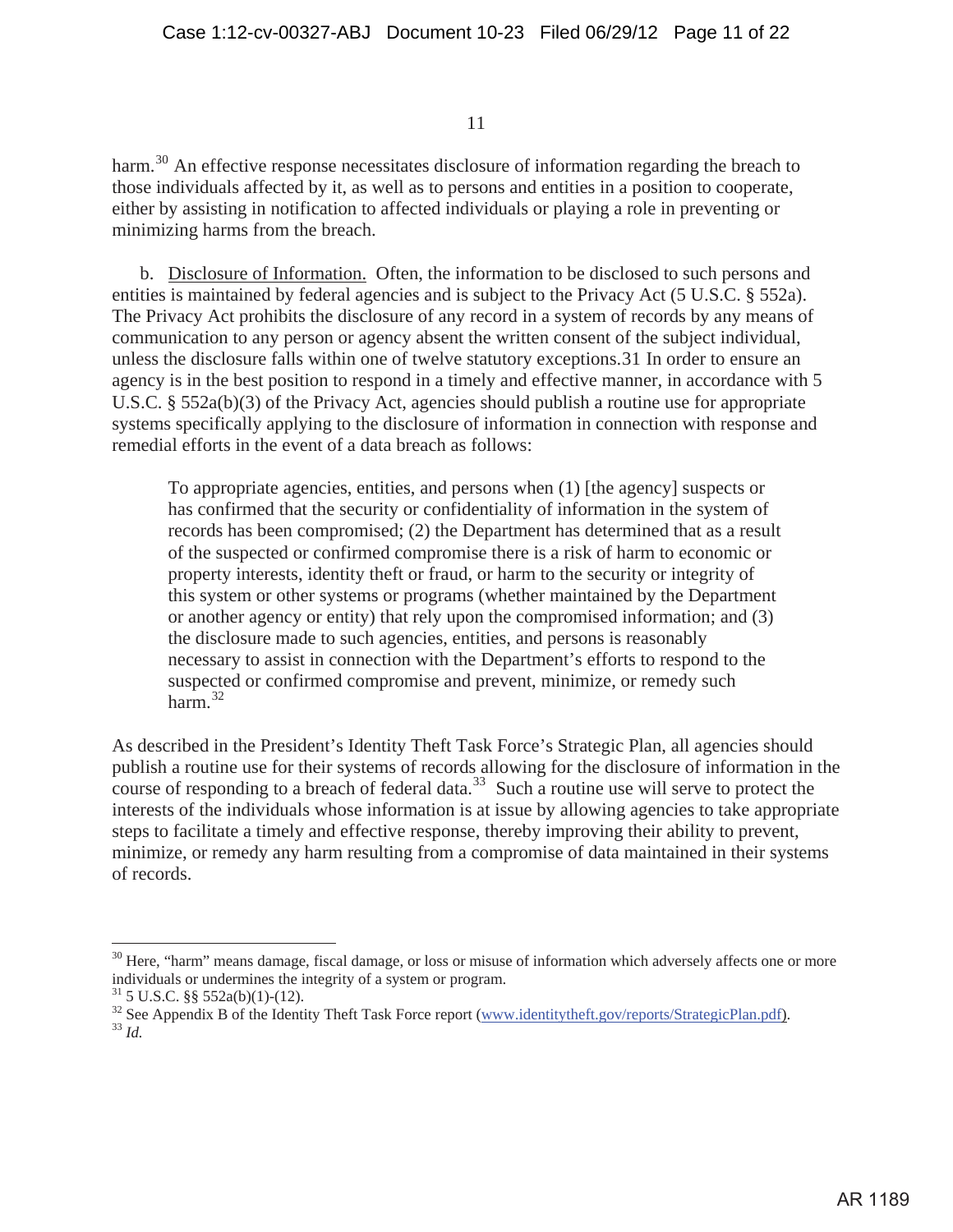harm.[30] An effective response necessitates disclosure of information regarding the breach to those individuals affected by it, as well as to persons and entities in a position to cooperate, either by assisting in notification to affected individuals or playing a role in preventing or minimizing harms from the breach.

b. Disclosure of Information. Often, the information to be disclosed to such persons and entities is maintained by federal agencies and is subject to the Privacy Act (5 U.S.C. § 552a). The Privacy Act prohibits the disclosure of any record in a system of records by any means of communication to any person or agency absent the written consent of the subject individual, unless the disclosure falls within one of twelve statutory exceptions.31 In order to ensure an agency is in the best position to respond in a timely and effective manner, in accordance with 5 U.S.C. § 552a(b)(3) of the Privacy Act, agencies should publish a routine use for appropriate systems specifically applying to the disclosure of information in connection with response and remedial efforts in the event of a data breach as follows:

> To appropriate agencies, entities, and persons when (1) [the agency] suspects or has confirmed that the security or confidentiality of information in the system of records has been compromised; (2) the Department has determined that as a result of the suspected or confirmed compromise there is a risk of harm to economic or property interests, identity theft or fraud, or harm to the security or integrity of this system or other systems or programs (whether maintained by the Department or another agency or entity) that rely upon the compromised information; and (3) the disclosure made to such agencies, entities, and persons is reasonably necessary to assist in connection with the Department's efforts to respond to the suspected or confirmed compromise and prevent, minimize, or remedy such harm.[32]

As described in the President's Identity Theft Task Force's Strategic Plan, all agencies should publish a routine use for their systems of records allowing for the disclosure of information in the course of responding to a breach of federal data.[33] Such a routine use will serve to protect the interests of the individuals whose information is at issue by allowing agencies to take appropriate steps to facilitate a timely and effective response, thereby improving their ability to prevent, minimize, or remedy any harm resulting from a compromise of data maintained in their systems of records.

---

[30] Here, "harm" means damage, fiscal damage, or loss or misuse of information which adversely affects one or more individuals or undermines the integrity of a system or program.

[31] 5 U.S.C. §§ 552a(b)(1)-(12).

[32] See Appendix B of the Identity Theft Task Force report (www.identitytheft.gov/reports/StrategicPlan.pdf).

[33] *Id.*

AR 1189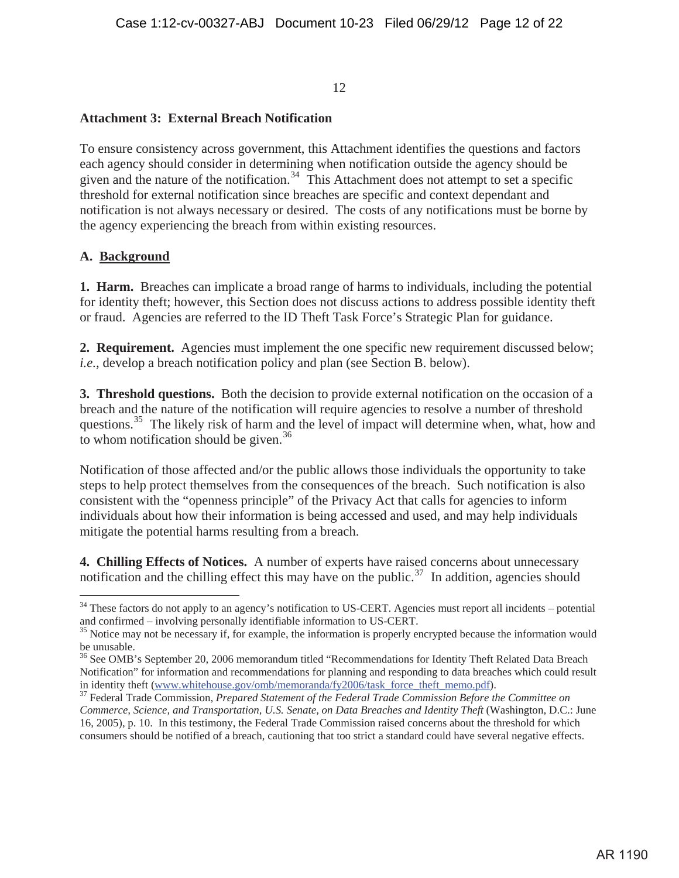**Attachment 3: External Breach Notification**

To ensure consistency across government, this Attachment identifies the questions and factors each agency should consider in determining when notification outside the agency should be given and the nature of the notification.[34] This Attachment does not attempt to set a specific threshold for external notification since breaches are specific and context dependant and notification is not always necessary or desired. The costs of any notifications must be borne by the agency experiencing the breach from within existing resources.

**A. Background**

**1. Harm.** Breaches can implicate a broad range of harms to individuals, including the potential for identity theft; however, this Section does not discuss actions to address possible identity theft or fraud. Agencies are referred to the ID Theft Task Force's Strategic Plan for guidance.

**2. Requirement.** Agencies must implement the one specific new requirement discussed below; *i.e.*, develop a breach notification policy and plan (see Section B. below).

**3. Threshold questions.** Both the decision to provide external notification on the occasion of a breach and the nature of the notification will require agencies to resolve a number of threshold questions.[35] The likely risk of harm and the level of impact will determine when, what, how and to whom notification should be given.[36]

Notification of those affected and/or the public allows those individuals the opportunity to take steps to help protect themselves from the consequences of the breach. Such notification is also consistent with the "openness principle" of the Privacy Act that calls for agencies to inform individuals about how their information is being accessed and used, and may help individuals mitigate the potential harms resulting from a breach.

**4. Chilling Effects of Notices.** A number of experts have raised concerns about unnecessary notification and the chilling effect this may have on the public.[37] In addition, agencies should

---

[34] These factors do not apply to an agency's notification to US-CERT. Agencies must report all incidents – potential and confirmed – involving personally identifiable information to US-CERT.

[35] Notice may not be necessary if, for example, the information is properly encrypted because the information would be unusable.

[36] See OMB's September 20, 2006 memorandum titled "Recommendations for Identity Theft Related Data Breach Notification" for information and recommendations for planning and responding to data breaches which could result in identity theft (www.whitehouse.gov/omb/memoranda/fy2006/task_force_theft_memo.pdf).

[37] Federal Trade Commission, *Prepared Statement of the Federal Trade Commission Before the Committee on Commerce, Science, and Transportation, U.S. Senate, on Data Breaches and Identity Theft* (Washington, D.C.: June 16, 2005), p. 10. In this testimony, the Federal Trade Commission raised concerns about the threshold for which consumers should be notified of a breach, cautioning that too strict a standard could have several negative effects.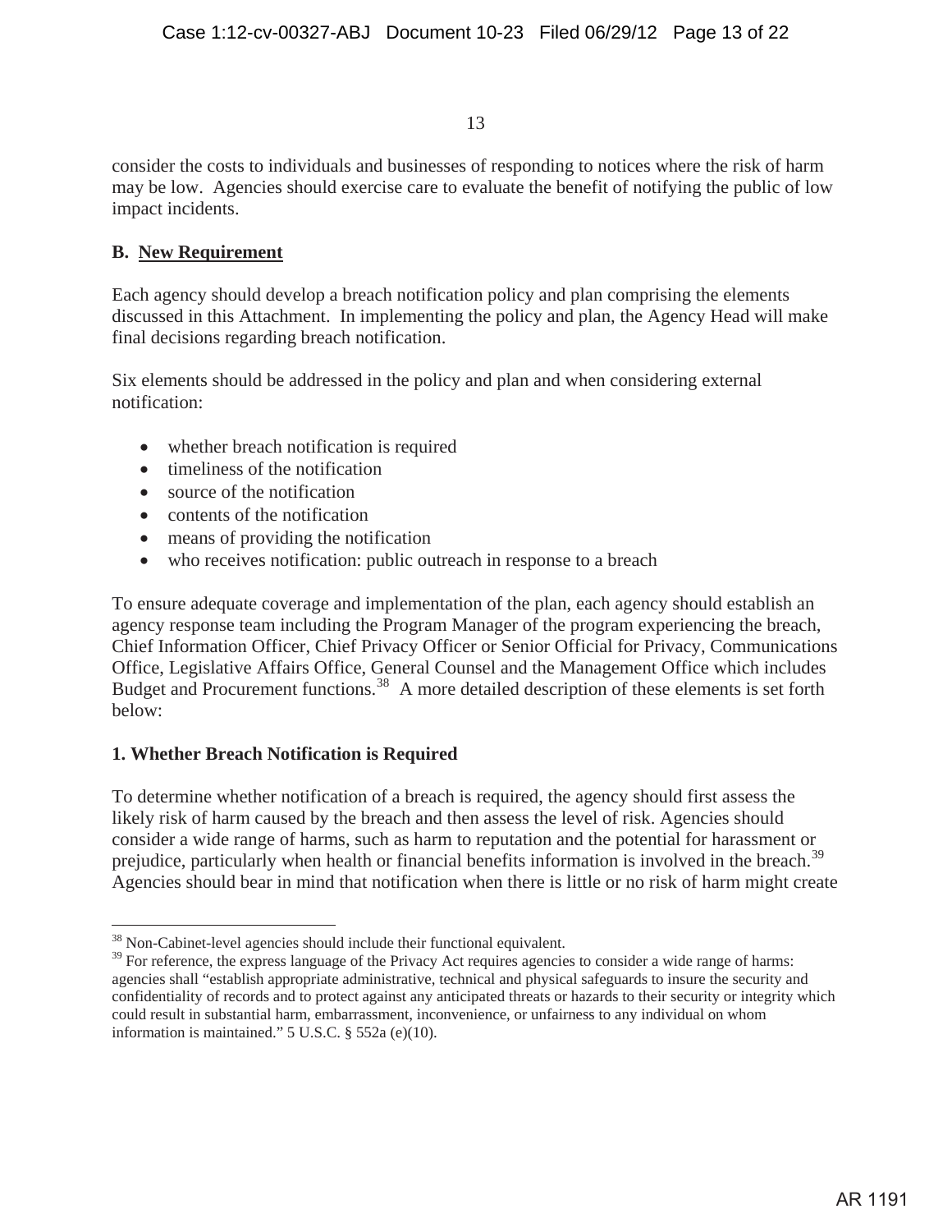consider the costs to individuals and businesses of responding to notices where the risk of harm may be low. Agencies should exercise care to evaluate the benefit of notifying the public of low impact incidents.

**B. <u>New Requirement</u>**

Each agency should develop a breach notification policy and plan comprising the elements discussed in this Attachment. In implementing the policy and plan, the Agency Head will make final decisions regarding breach notification.

Six elements should be addressed in the policy and plan and when considering external notification:

- whether breach notification is required
- timeliness of the notification
- source of the notification
- contents of the notification
- means of providing the notification
- who receives notification: public outreach in response to a breach

To ensure adequate coverage and implementation of the plan, each agency should establish an agency response team including the Program Manager of the program experiencing the breach, Chief Information Officer, Chief Privacy Officer or Senior Official for Privacy, Communications Office, Legislative Affairs Office, General Counsel and the Management Office which includes Budget and Procurement functions.[38] A more detailed description of these elements is set forth below:

**1. Whether Breach Notification is Required**

To determine whether notification of a breach is required, the agency should first assess the likely risk of harm caused by the breach and then assess the level of risk. Agencies should consider a wide range of harms, such as harm to reputation and the potential for harassment or prejudice, particularly when health or financial benefits information is involved in the breach.[39] Agencies should bear in mind that notification when there is little or no risk of harm might create

---

[38] Non-Cabinet-level agencies should include their functional equivalent.

[39] For reference, the express language of the Privacy Act requires agencies to consider a wide range of harms: agencies shall "establish appropriate administrative, technical and physical safeguards to insure the security and confidentiality of records and to protect against any anticipated threats or hazards to their security or integrity which could result in substantial harm, embarrassment, inconvenience, or unfairness to any individual on whom information is maintained." 5 U.S.C. § 552a (e)(10).

AR 1191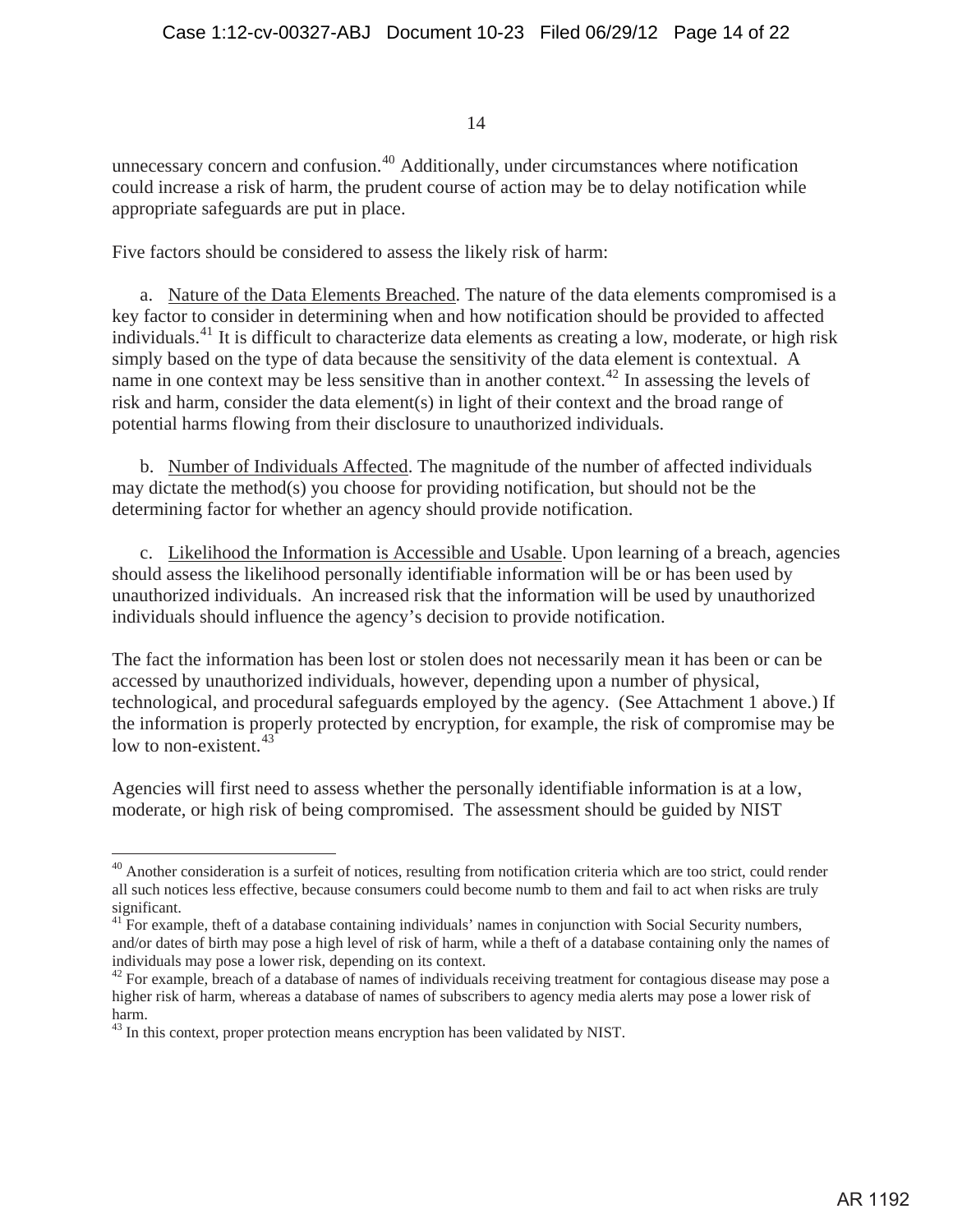unnecessary concern and confusion.[40] Additionally, under circumstances where notification could increase a risk of harm, the prudent course of action may be to delay notification while appropriate safeguards are put in place.

Five factors should be considered to assess the likely risk of harm:

a. Nature of the Data Elements Breached. The nature of the data elements compromised is a key factor to consider in determining when and how notification should be provided to affected individuals.[41] It is difficult to characterize data elements as creating a low, moderate, or high risk simply based on the type of data because the sensitivity of the data element is contextual. A name in one context may be less sensitive than in another context.[42] In assessing the levels of risk and harm, consider the data element(s) in light of their context and the broad range of potential harms flowing from their disclosure to unauthorized individuals.

b. Number of Individuals Affected. The magnitude of the number of affected individuals may dictate the method(s) you choose for providing notification, but should not be the determining factor for whether an agency should provide notification.

c. Likelihood the Information is Accessible and Usable. Upon learning of a breach, agencies should assess the likelihood personally identifiable information will be or has been used by unauthorized individuals. An increased risk that the information will be used by unauthorized individuals should influence the agency's decision to provide notification.

The fact the information has been lost or stolen does not necessarily mean it has been or can be accessed by unauthorized individuals, however, depending upon a number of physical, technological, and procedural safeguards employed by the agency. (See Attachment 1 above.) If the information is properly protected by encryption, for example, the risk of compromise may be low to non-existent.[43]

Agencies will first need to assess whether the personally identifiable information is at a low, moderate, or high risk of being compromised. The assessment should be guided by NIST

---

[40] Another consideration is a surfeit of notices, resulting from notification criteria which are too strict, could render all such notices less effective, because consumers could become numb to them and fail to act when risks are truly significant.

[41] For example, theft of a database containing individuals' names in conjunction with Social Security numbers, and/or dates of birth may pose a high level of risk of harm, while a theft of a database containing only the names of individuals may pose a lower risk, depending on its context.

[42] For example, breach of a database of names of individuals receiving treatment for contagious disease may pose a higher risk of harm, whereas a database of names of subscribers to agency media alerts may pose a lower risk of harm.

[43] In this context, proper protection means encryption has been validated by NIST.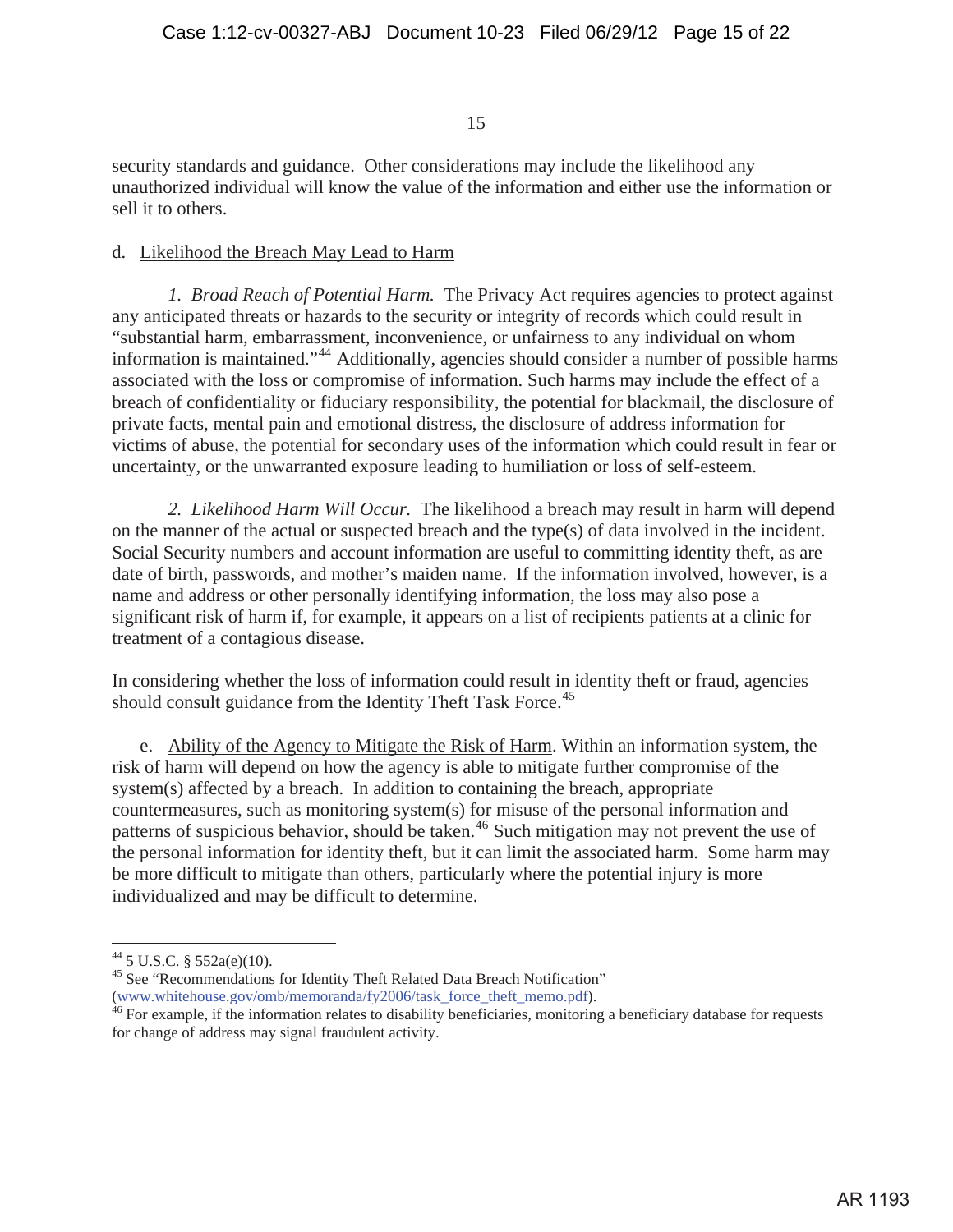security standards and guidance. Other considerations may include the likelihood any unauthorized individual will know the value of the information and either use the information or sell it to others.

d. Likelihood the Breach May Lead to Harm

*1. Broad Reach of Potential Harm.* The Privacy Act requires agencies to protect against any anticipated threats or hazards to the security or integrity of records which could result in "substantial harm, embarrassment, inconvenience, or unfairness to any individual on whom information is maintained."[44] Additionally, agencies should consider a number of possible harms associated with the loss or compromise of information. Such harms may include the effect of a breach of confidentiality or fiduciary responsibility, the potential for blackmail, the disclosure of private facts, mental pain and emotional distress, the disclosure of address information for victims of abuse, the potential for secondary uses of the information which could result in fear or uncertainty, or the unwarranted exposure leading to humiliation or loss of self-esteem.

*2. Likelihood Harm Will Occur.* The likelihood a breach may result in harm will depend on the manner of the actual or suspected breach and the type(s) of data involved in the incident. Social Security numbers and account information are useful to committing identity theft, as are date of birth, passwords, and mother's maiden name. If the information involved, however, is a name and address or other personally identifying information, the loss may also pose a significant risk of harm if, for example, it appears on a list of recipients patients at a clinic for treatment of a contagious disease.

In considering whether the loss of information could result in identity theft or fraud, agencies should consult guidance from the Identity Theft Task Force.[45]

e. Ability of the Agency to Mitigate the Risk of Harm. Within an information system, the risk of harm will depend on how the agency is able to mitigate further compromise of the system(s) affected by a breach. In addition to containing the breach, appropriate countermeasures, such as monitoring system(s) for misuse of the personal information and patterns of suspicious behavior, should be taken.[46] Such mitigation may not prevent the use of the personal information for identity theft, but it can limit the associated harm. Some harm may be more difficult to mitigate than others, particularly where the potential injury is more individualized and may be difficult to determine.

---

[44] 5 U.S.C. § 552a(e)(10).

[45] See "Recommendations for Identity Theft Related Data Breach Notification" (www.whitehouse.gov/omb/memoranda/fy2006/task_force_theft_memo.pdf).

[46] For example, if the information relates to disability beneficiaries, monitoring a beneficiary database for requests for change of address may signal fraudulent activity.

AR 1193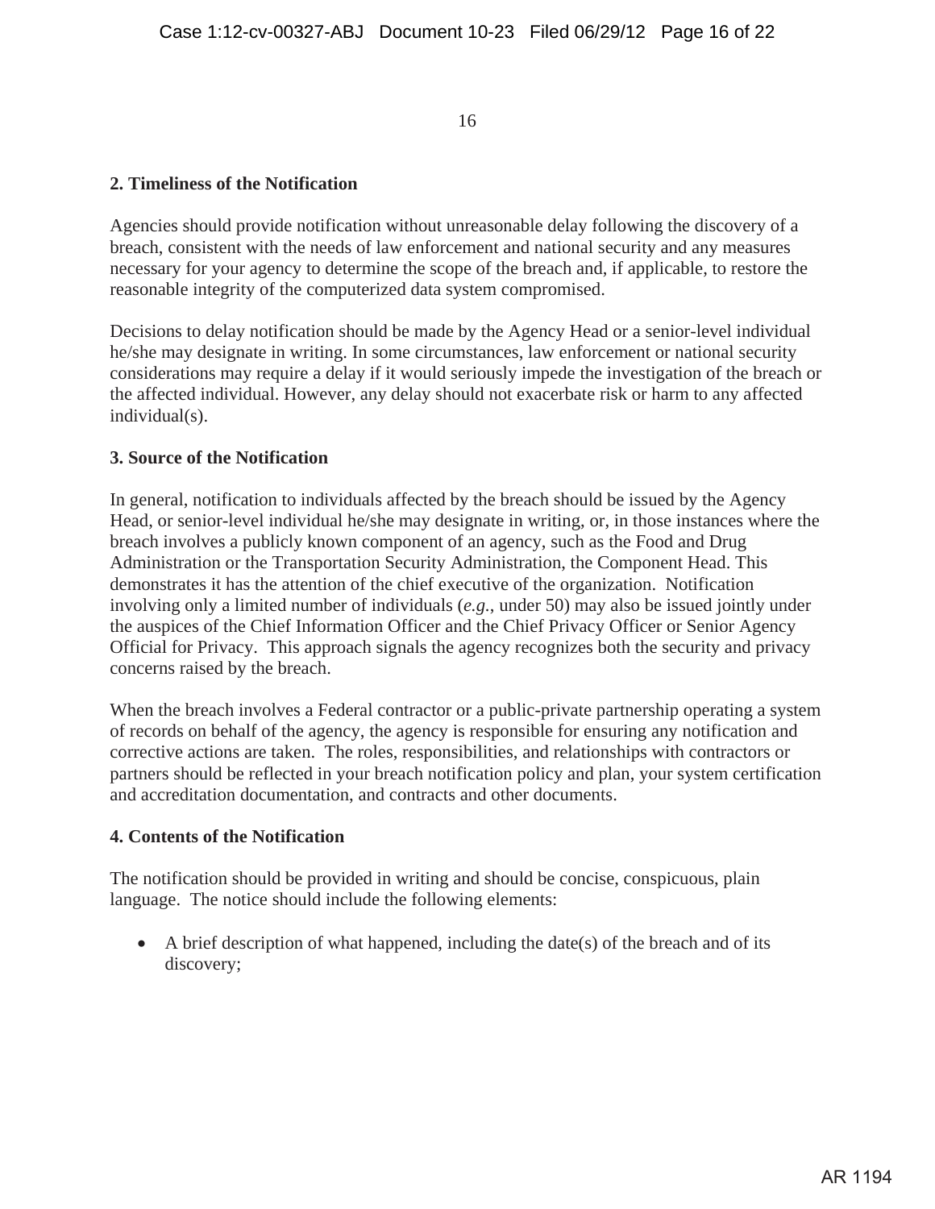### 2. Timeliness of the Notification

Agencies should provide notification without unreasonable delay following the discovery of a breach, consistent with the needs of law enforcement and national security and any measures necessary for your agency to determine the scope of the breach and, if applicable, to restore the reasonable integrity of the computerized data system compromised.

Decisions to delay notification should be made by the Agency Head or a senior-level individual he/she may designate in writing. In some circumstances, law enforcement or national security considerations may require a delay if it would seriously impede the investigation of the breach or the affected individual. However, any delay should not exacerbate risk or harm to any affected individual(s).

### 3. Source of the Notification

In general, notification to individuals affected by the breach should be issued by the Agency Head, or senior-level individual he/she may designate in writing, or, in those instances where the breach involves a publicly known component of an agency, such as the Food and Drug Administration or the Transportation Security Administration, the Component Head. This demonstrates it has the attention of the chief executive of the organization. Notification involving only a limited number of individuals (*e.g.*, under 50) may also be issued jointly under the auspices of the Chief Information Officer and the Chief Privacy Officer or Senior Agency Official for Privacy. This approach signals the agency recognizes both the security and privacy concerns raised by the breach.

When the breach involves a Federal contractor or a public-private partnership operating a system of records on behalf of the agency, the agency is responsible for ensuring any notification and corrective actions are taken. The roles, responsibilities, and relationships with contractors or partners should be reflected in your breach notification policy and plan, your system certification and accreditation documentation, and contracts and other documents.

### 4. Contents of the Notification

The notification should be provided in writing and should be concise, conspicuous, plain language. The notice should include the following elements:

- A brief description of what happened, including the date(s) of the breach and of its discovery;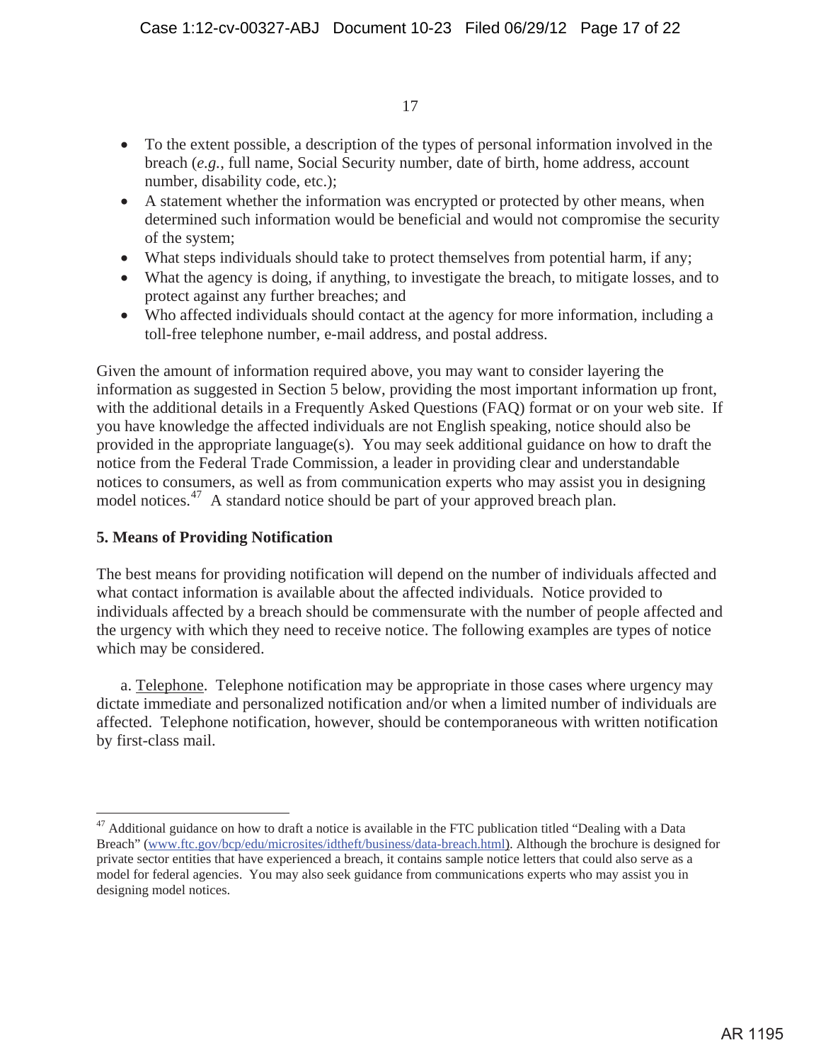- To the extent possible, a description of the types of personal information involved in the breach (*e.g.*, full name, Social Security number, date of birth, home address, account number, disability code, etc.);
- A statement whether the information was encrypted or protected by other means, when determined such information would be beneficial and would not compromise the security of the system;
- What steps individuals should take to protect themselves from potential harm, if any;
- What the agency is doing, if anything, to investigate the breach, to mitigate losses, and to protect against any further breaches; and
- Who affected individuals should contact at the agency for more information, including a toll-free telephone number, e-mail address, and postal address.

Given the amount of information required above, you may want to consider layering the information as suggested in Section 5 below, providing the most important information up front, with the additional details in a Frequently Asked Questions (FAQ) format or on your web site. If you have knowledge the affected individuals are not English speaking, notice should also be provided in the appropriate language(s). You may seek additional guidance on how to draft the notice from the Federal Trade Commission, a leader in providing clear and understandable notices to consumers, as well as from communication experts who may assist you in designing model notices.[47] A standard notice should be part of your approved breach plan.

**5. Means of Providing Notification**

The best means for providing notification will depend on the number of individuals affected and what contact information is available about the affected individuals. Notice provided to individuals affected by a breach should be commensurate with the number of people affected and the urgency with which they need to receive notice. The following examples are types of notice which may be considered.

a. Telephone. Telephone notification may be appropriate in those cases where urgency may dictate immediate and personalized notification and/or when a limited number of individuals are affected. Telephone notification, however, should be contemporaneous with written notification by first-class mail.

---

[47] Additional guidance on how to draft a notice is available in the FTC publication titled "Dealing with a Data Breach" (www.ftc.gov/bcp/edu/microsites/idtheft/business/data-breach.html). Although the brochure is designed for private sector entities that have experienced a breach, it contains sample notice letters that could also serve as a model for federal agencies. You may also seek guidance from communications experts who may assist you in designing model notices.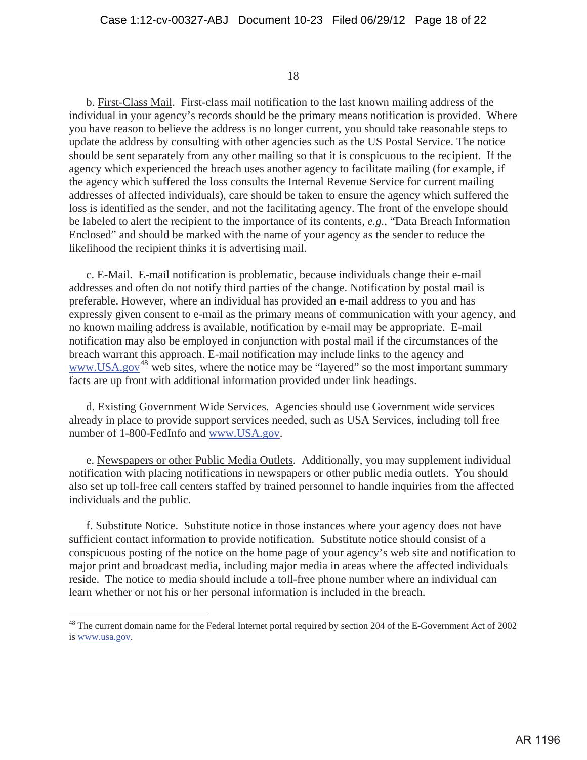b. First-Class Mail. First-class mail notification to the last known mailing address of the individual in your agency's records should be the primary means notification is provided. Where you have reason to believe the address is no longer current, you should take reasonable steps to update the address by consulting with other agencies such as the US Postal Service. The notice should be sent separately from any other mailing so that it is conspicuous to the recipient. If the agency which experienced the breach uses another agency to facilitate mailing (for example, if the agency which suffered the loss consults the Internal Revenue Service for current mailing addresses of affected individuals), care should be taken to ensure the agency which suffered the loss is identified as the sender, and not the facilitating agency. The front of the envelope should be labeled to alert the recipient to the importance of its contents, *e.g.*, "Data Breach Information Enclosed" and should be marked with the name of your agency as the sender to reduce the likelihood the recipient thinks it is advertising mail.

c. E-Mail. E-mail notification is problematic, because individuals change their e-mail addresses and often do not notify third parties of the change. Notification by postal mail is preferable. However, where an individual has provided an e-mail address to you and has expressly given consent to e-mail as the primary means of communication with your agency, and no known mailing address is available, notification by e-mail may be appropriate. E-mail notification may also be employed in conjunction with postal mail if the circumstances of the breach warrant this approach. E-mail notification may include links to the agency and www.USA.gov[48] web sites, where the notice may be "layered" so the most important summary facts are up front with additional information provided under link headings.

d. Existing Government Wide Services. Agencies should use Government wide services already in place to provide support services needed, such as USA Services, including toll free number of 1-800-FedInfo and www.USA.gov.

e. Newspapers or other Public Media Outlets. Additionally, you may supplement individual notification with placing notifications in newspapers or other public media outlets. You should also set up toll-free call centers staffed by trained personnel to handle inquiries from the affected individuals and the public.

f. Substitute Notice. Substitute notice in those instances where your agency does not have sufficient contact information to provide notification. Substitute notice should consist of a conspicuous posting of the notice on the home page of your agency's web site and notification to major print and broadcast media, including major media in areas where the affected individuals reside. The notice to media should include a toll-free phone number where an individual can learn whether or not his or her personal information is included in the breach.

---

[48] The current domain name for the Federal Internet portal required by section 204 of the E-Government Act of 2002 is www.usa.gov.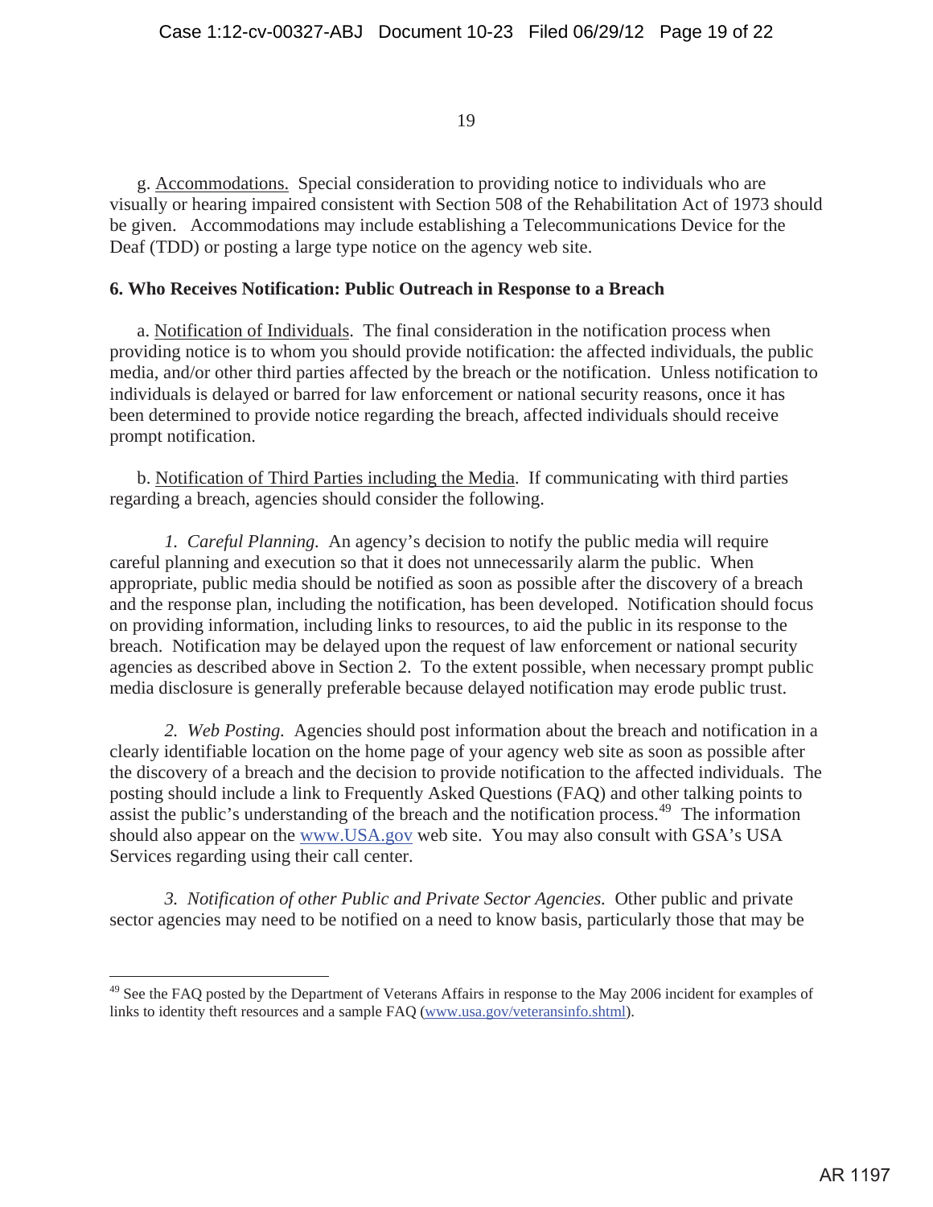g. Accommodations. Special consideration to providing notice to individuals who are visually or hearing impaired consistent with Section 508 of the Rehabilitation Act of 1973 should be given. Accommodations may include establishing a Telecommunications Device for the Deaf (TDD) or posting a large type notice on the agency web site.

**6. Who Receives Notification: Public Outreach in Response to a Breach**

a. Notification of Individuals. The final consideration in the notification process when providing notice is to whom you should provide notification: the affected individuals, the public media, and/or other third parties affected by the breach or the notification. Unless notification to individuals is delayed or barred for law enforcement or national security reasons, once it has been determined to provide notice regarding the breach, affected individuals should receive prompt notification.

b. Notification of Third Parties including the Media. If communicating with third parties regarding a breach, agencies should consider the following.

*1. Careful Planning.* An agency's decision to notify the public media will require careful planning and execution so that it does not unnecessarily alarm the public. When appropriate, public media should be notified as soon as possible after the discovery of a breach and the response plan, including the notification, has been developed. Notification should focus on providing information, including links to resources, to aid the public in its response to the breach. Notification may be delayed upon the request of law enforcement or national security agencies as described above in Section 2. To the extent possible, when necessary prompt public media disclosure is generally preferable because delayed notification may erode public trust.

*2. Web Posting.* Agencies should post information about the breach and notification in a clearly identifiable location on the home page of your agency web site as soon as possible after the discovery of a breach and the decision to provide notification to the affected individuals. The posting should include a link to Frequently Asked Questions (FAQ) and other talking points to assist the public's understanding of the breach and the notification process.[49] The information should also appear on the www.USA.gov web site. You may also consult with GSA's USA Services regarding using their call center.

*3. Notification of other Public and Private Sector Agencies.* Other public and private sector agencies may need to be notified on a need to know basis, particularly those that may be

[49] See the FAQ posted by the Department of Veterans Affairs in response to the May 2006 incident for examples of links to identity theft resources and a sample FAQ (www.usa.gov/veteransinfo.shtml).

AR 1197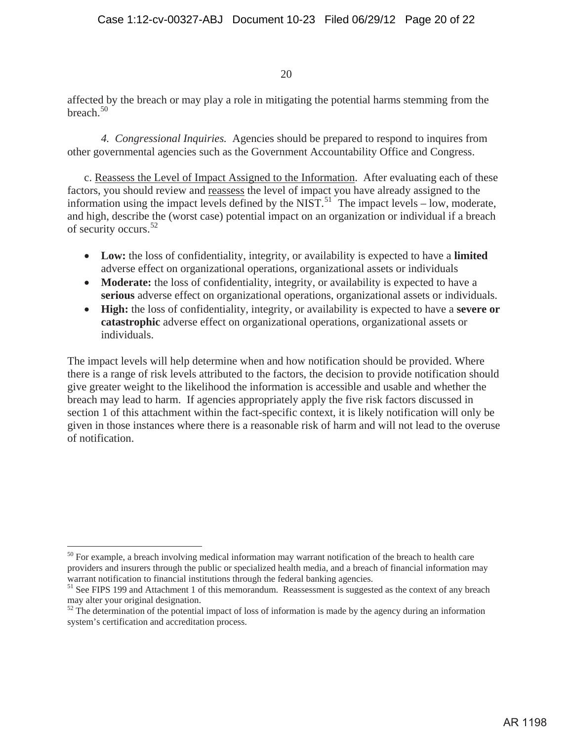affected by the breach or may play a role in mitigating the potential harms stemming from the breach.[50]

*4. Congressional Inquiries.* Agencies should be prepared to respond to inquires from other governmental agencies such as the Government Accountability Office and Congress.

c. Reassess the Level of Impact Assigned to the Information. After evaluating each of these factors, you should review and reassess the level of impact you have already assigned to the information using the impact levels defined by the NIST.[51] The impact levels – low, moderate, and high, describe the (worst case) potential impact on an organization or individual if a breach of security occurs.[52]

- **Low:** the loss of confidentiality, integrity, or availability is expected to have a **limited** adverse effect on organizational operations, organizational assets or individuals
- **Moderate:** the loss of confidentiality, integrity, or availability is expected to have a **serious** adverse effect on organizational operations, organizational assets or individuals.
- **High:** the loss of confidentiality, integrity, or availability is expected to have a **severe or catastrophic** adverse effect on organizational operations, organizational assets or individuals.

The impact levels will help determine when and how notification should be provided. Where there is a range of risk levels attributed to the factors, the decision to provide notification should give greater weight to the likelihood the information is accessible and usable and whether the breach may lead to harm. If agencies appropriately apply the five risk factors discussed in section 1 of this attachment within the fact-specific context, it is likely notification will only be given in those instances where there is a reasonable risk of harm and will not lead to the overuse of notification.

---

[50] For example, a breach involving medical information may warrant notification of the breach to health care providers and insurers through the public or specialized health media, and a breach of financial information may warrant notification to financial institutions through the federal banking agencies.

[51] See FIPS 199 and Attachment 1 of this memorandum. Reassessment is suggested as the context of any breach may alter your original designation.

[52] The determination of the potential impact of loss of information is made by the agency during an information system's certification and accreditation process.

AR 1198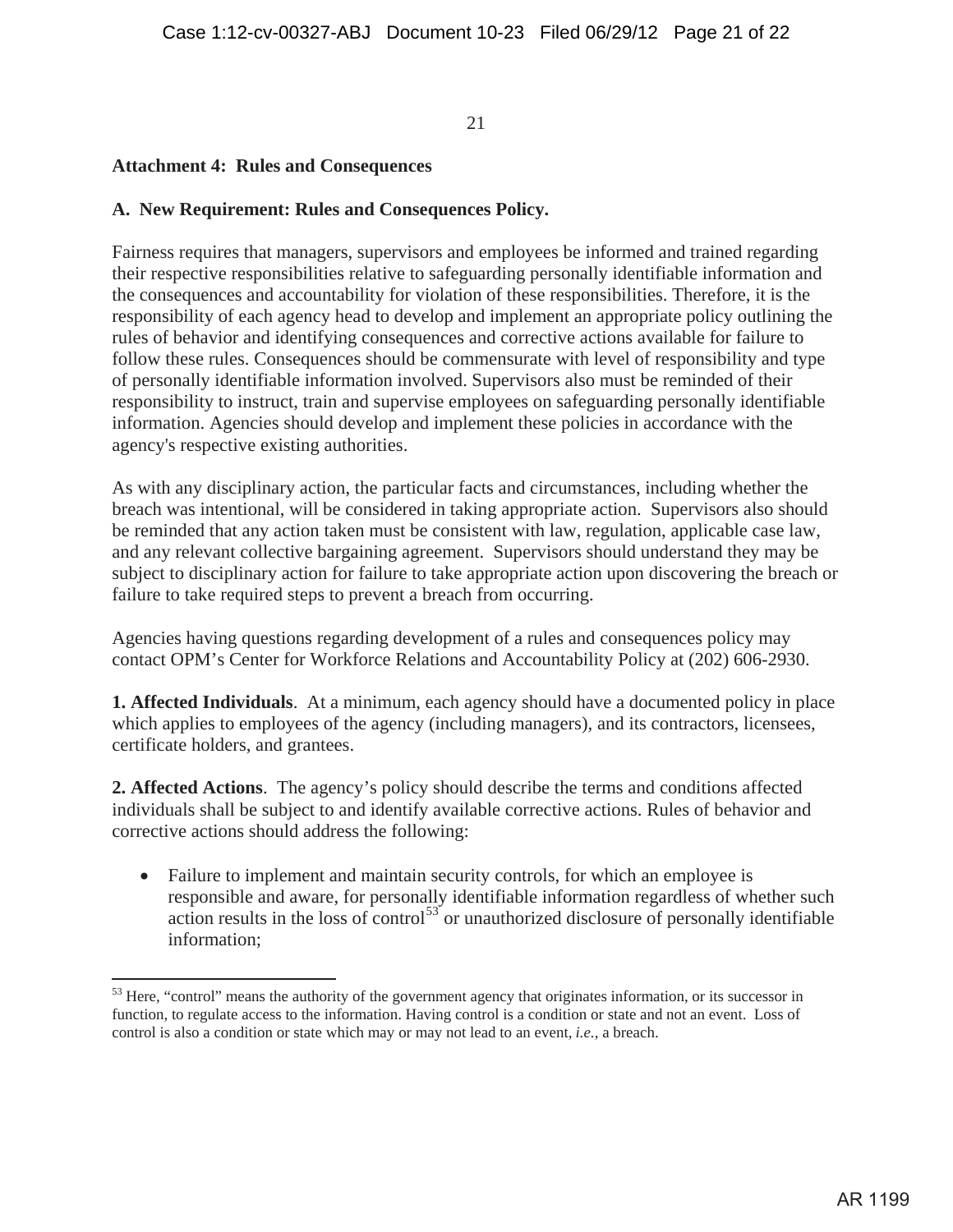**Attachment 4: Rules and Consequences**

**A. New Requirement: Rules and Consequences Policy.**

Fairness requires that managers, supervisors and employees be informed and trained regarding their respective responsibilities relative to safeguarding personally identifiable information and the consequences and accountability for violation of these responsibilities. Therefore, it is the responsibility of each agency head to develop and implement an appropriate policy outlining the rules of behavior and identifying consequences and corrective actions available for failure to follow these rules. Consequences should be commensurate with level of responsibility and type of personally identifiable information involved. Supervisors also must be reminded of their responsibility to instruct, train and supervise employees on safeguarding personally identifiable information. Agencies should develop and implement these policies in accordance with the agency's respective existing authorities.

As with any disciplinary action, the particular facts and circumstances, including whether the breach was intentional, will be considered in taking appropriate action. Supervisors also should be reminded that any action taken must be consistent with law, regulation, applicable case law, and any relevant collective bargaining agreement. Supervisors should understand they may be subject to disciplinary action for failure to take appropriate action upon discovering the breach or failure to take required steps to prevent a breach from occurring.

Agencies having questions regarding development of a rules and consequences policy may contact OPM's Center for Workforce Relations and Accountability Policy at (202) 606-2930.

**1. Affected Individuals**. At a minimum, each agency should have a documented policy in place which applies to employees of the agency (including managers), and its contractors, licensees, certificate holders, and grantees.

**2. Affected Actions**. The agency's policy should describe the terms and conditions affected individuals shall be subject to and identify available corrective actions. Rules of behavior and corrective actions should address the following:

- Failure to implement and maintain security controls, for which an employee is responsible and aware, for personally identifiable information regardless of whether such action results in the loss of control[53] or unauthorized disclosure of personally identifiable information;

---

[53] Here, "control" means the authority of the government agency that originates information, or its successor in function, to regulate access to the information. Having control is a condition or state and not an event. Loss of control is also a condition or state which may or may not lead to an event, *i.e.*, a breach.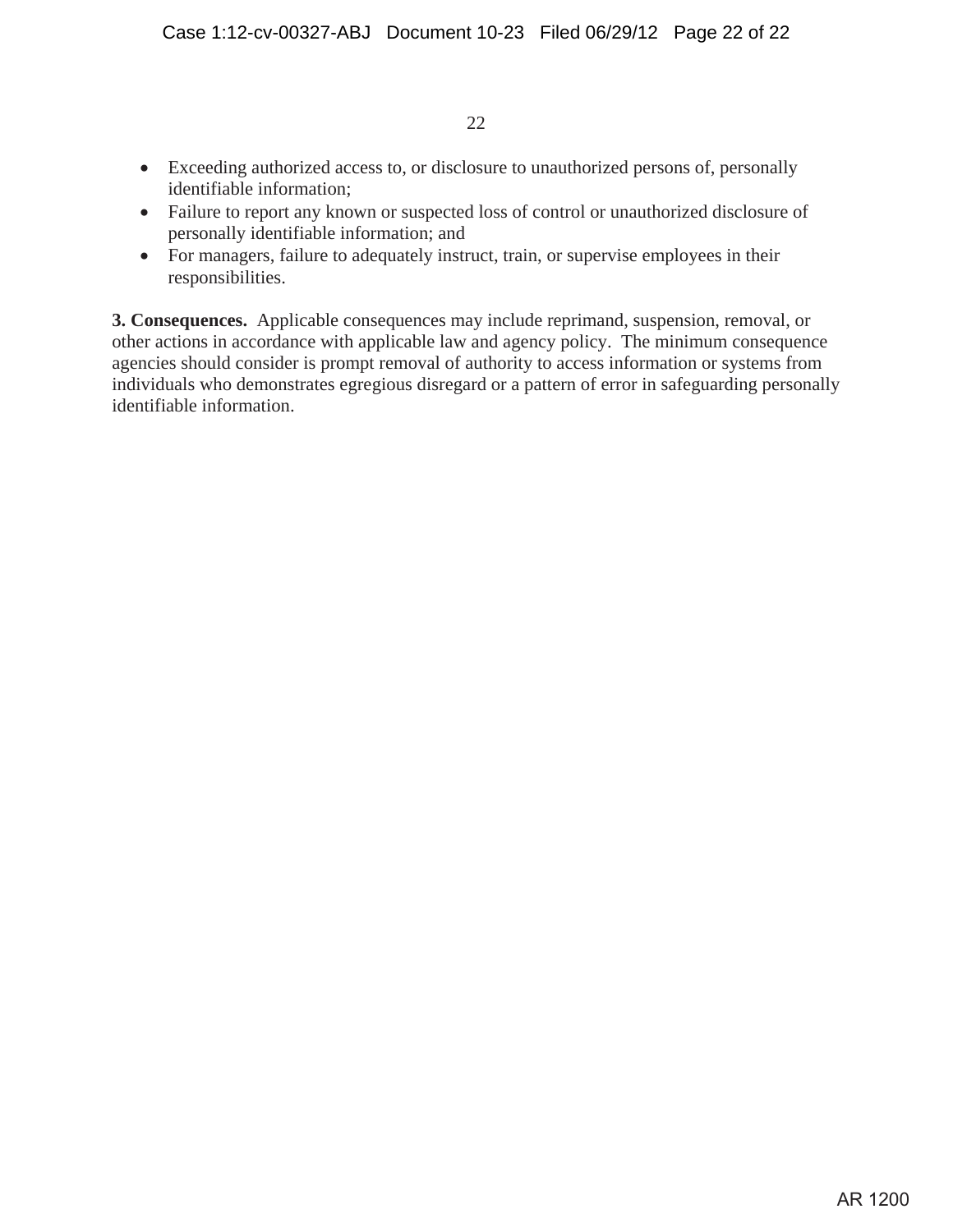- Exceeding authorized access to, or disclosure to unauthorized persons of, personally identifiable information;
- Failure to report any known or suspected loss of control or unauthorized disclosure of personally identifiable information; and
- For managers, failure to adequately instruct, train, or supervise employees in their responsibilities.

**3. Consequences.** Applicable consequences may include reprimand, suspension, removal, or other actions in accordance with applicable law and agency policy. The minimum consequence agencies should consider is prompt removal of authority to access information or systems from individuals who demonstrates egregious disregard or a pattern of error in safeguarding personally identifiable information.